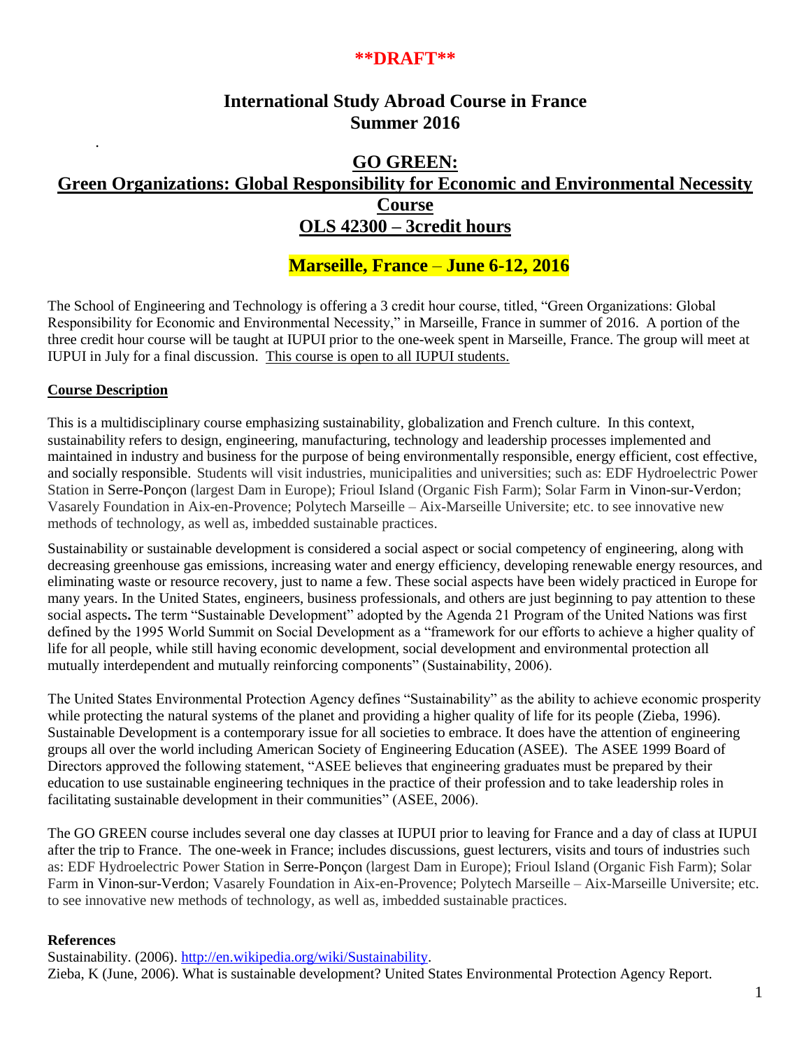**\*\*DRAFT\*\***

# International Study Abroad Course in France
# Summer 2016

.

## GO GREEN:
## Green Organizations: Global Responsibility for Economic and Environmental Necessity Course
## OLS 42300 – 3credit hours

## Marseille, France – June 6-12, 2016

The School of Engineering and Technology is offering a 3 credit hour course, titled, "Green Organizations: Global Responsibility for Economic and Environmental Necessity," in Marseille, France in summer of 2016. A portion of the three credit hour course will be taught at IUPUI prior to the one-week spent in Marseille, France. The group will meet at IUPUI in July for a final discussion. This course is open to all IUPUI students.

### Course Description

This is a multidisciplinary course emphasizing sustainability, globalization and French culture. In this context, sustainability refers to design, engineering, manufacturing, technology and leadership processes implemented and maintained in industry and business for the purpose of being environmentally responsible, energy efficient, cost effective, and socially responsible. Students will visit industries, municipalities and universities; such as: EDF Hydroelectric Power Station in Serre-Ponçon (largest Dam in Europe); Frioul Island (Organic Fish Farm); Solar Farm in Vinon-sur-Verdon; Vasarely Foundation in Aix-en-Provence; Polytech Marseille – Aix-Marseille Universite; etc. to see innovative new methods of technology, as well as, imbedded sustainable practices.

Sustainability or sustainable development is considered a social aspect or social competency of engineering, along with decreasing greenhouse gas emissions, increasing water and energy efficiency, developing renewable energy resources, and eliminating waste or resource recovery, just to name a few. These social aspects have been widely practiced in Europe for many years. In the United States, engineers, business professionals, and others are just beginning to pay attention to these social aspects**.** The term "Sustainable Development" adopted by the Agenda 21 Program of the United Nations was first defined by the 1995 World Summit on Social Development as a "framework for our efforts to achieve a higher quality of life for all people, while still having economic development, social development and environmental protection all mutually interdependent and mutually reinforcing components" (Sustainability, 2006).

The United States Environmental Protection Agency defines "Sustainability" as the ability to achieve economic prosperity while protecting the natural systems of the planet and providing a higher quality of life for its people (Zieba, 1996). Sustainable Development is a contemporary issue for all societies to embrace. It does have the attention of engineering groups all over the world including American Society of Engineering Education (ASEE). The ASEE 1999 Board of Directors approved the following statement, "ASEE believes that engineering graduates must be prepared by their education to use sustainable engineering techniques in the practice of their profession and to take leadership roles in facilitating sustainable development in their communities" (ASEE, 2006).

The GO GREEN course includes several one day classes at IUPUI prior to leaving for France and a day of class at IUPUI after the trip to France. The one-week in France; includes discussions, guest lecturers, visits and tours of industries such as: EDF Hydroelectric Power Station in Serre-Ponçon (largest Dam in Europe); Frioul Island (Organic Fish Farm); Solar Farm in Vinon-sur-Verdon; Vasarely Foundation in Aix-en-Provence; Polytech Marseille – Aix-Marseille Universite; etc. to see innovative new methods of technology, as well as, imbedded sustainable practices.

### References

Sustainability. (2006). http://en.wikipedia.org/wiki/Sustainability.
Zieba, K (June, 2006). What is sustainable development? United States Environmental Protection Agency Report.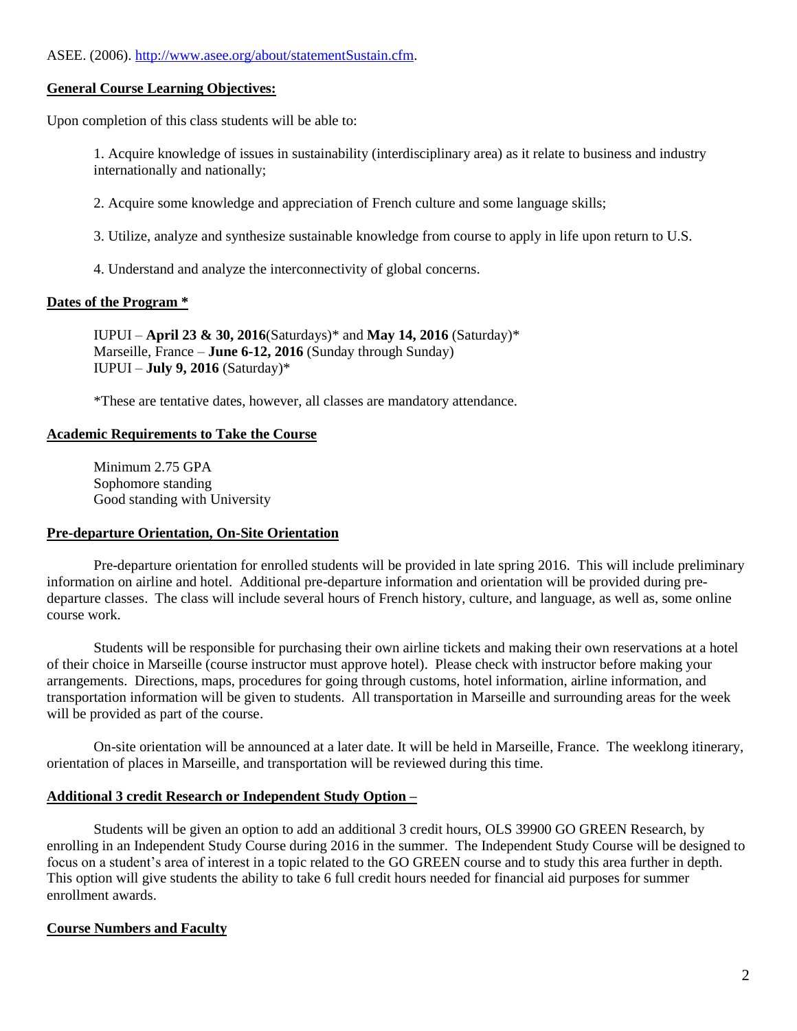ASEE. (2006). http://www.asee.org/about/statementSustain.cfm.

## General Course Learning Objectives:

Upon completion of this class students will be able to:

1. Acquire knowledge of issues in sustainability (interdisciplinary area) as it relate to business and industry internationally and nationally;

2. Acquire some knowledge and appreciation of French culture and some language skills;

3. Utilize, analyze and synthesize sustainable knowledge from course to apply in life upon return to U.S.

4. Understand and analyze the interconnectivity of global concerns.

## Dates of the Program *

IUPUI – **April 23 & 30, 2016**(Saturdays)* and **May 14, 2016** (Saturday)*
Marseille, France – **June 6-12, 2016** (Sunday through Sunday)
IUPUI – **July 9, 2016** (Saturday)*

*These are tentative dates, however, all classes are mandatory attendance.

## Academic Requirements to Take the Course

Minimum 2.75 GPA
Sophomore standing
Good standing with University

## Pre-departure Orientation, On-Site Orientation

Pre-departure orientation for enrolled students will be provided in late spring 2016. This will include preliminary information on airline and hotel. Additional pre-departure information and orientation will be provided during pre-departure classes. The class will include several hours of French history, culture, and language, as well as, some online course work.

Students will be responsible for purchasing their own airline tickets and making their own reservations at a hotel of their choice in Marseille (course instructor must approve hotel). Please check with instructor before making your arrangements. Directions, maps, procedures for going through customs, hotel information, airline information, and transportation information will be given to students. All transportation in Marseille and surrounding areas for the week will be provided as part of the course.

On-site orientation will be announced at a later date. It will be held in Marseille, France. The weeklong itinerary, orientation of places in Marseille, and transportation will be reviewed during this time.

## Additional 3 credit Research or Independent Study Option –

Students will be given an option to add an additional 3 credit hours, OLS 39900 GO GREEN Research, by enrolling in an Independent Study Course during 2016 in the summer. The Independent Study Course will be designed to focus on a student's area of interest in a topic related to the GO GREEN course and to study this area further in depth. This option will give students the ability to take 6 full credit hours needed for financial aid purposes for summer enrollment awards.

## Course Numbers and Faculty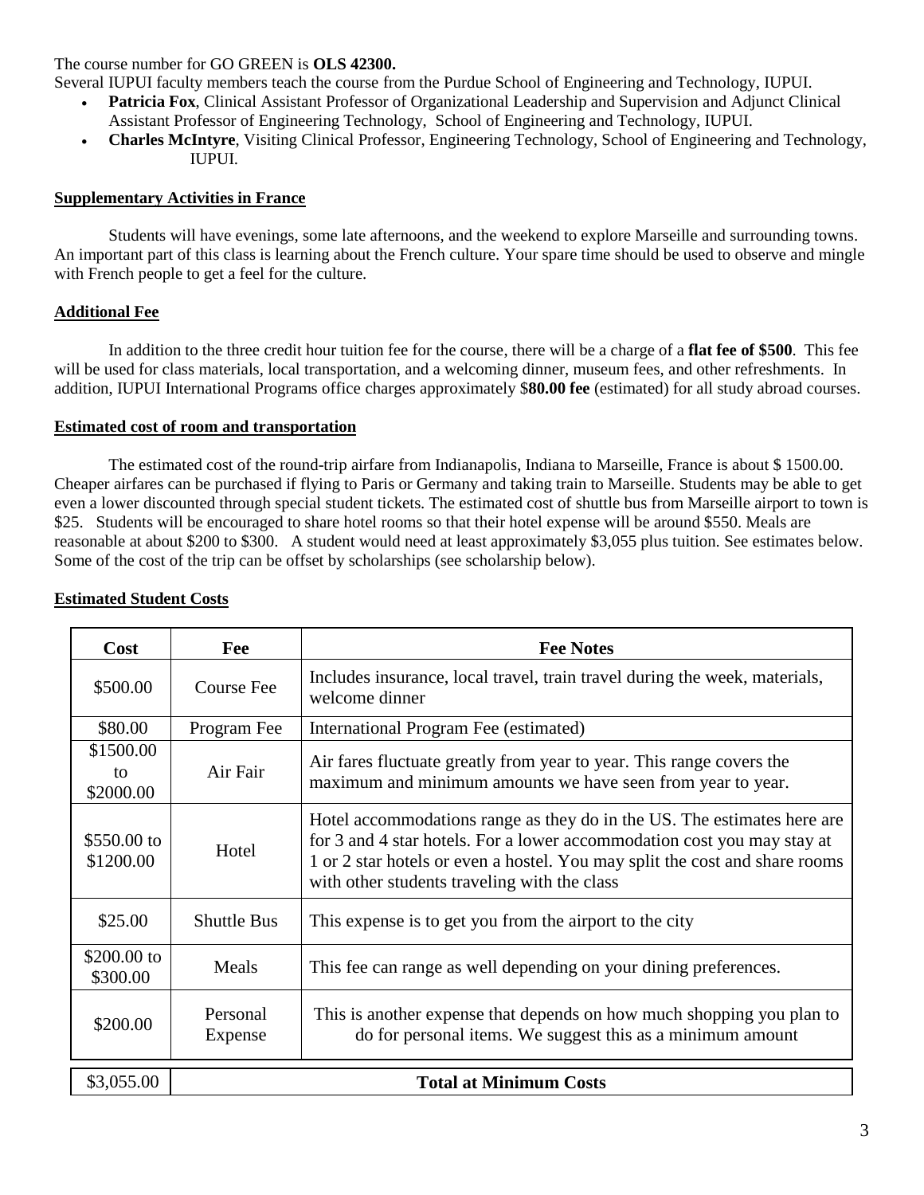The course number for GO GREEN is **OLS 42300.**

Several IUPUI faculty members teach the course from the Purdue School of Engineering and Technology, IUPUI.

- **Patricia Fox**, Clinical Assistant Professor of Organizational Leadership and Supervision and Adjunct Clinical Assistant Professor of Engineering Technology, School of Engineering and Technology, IUPUI.
- **Charles McIntyre**, Visiting Clinical Professor, Engineering Technology, School of Engineering and Technology, IUPUI.

## Supplementary Activities in France

Students will have evenings, some late afternoons, and the weekend to explore Marseille and surrounding towns. An important part of this class is learning about the French culture. Your spare time should be used to observe and mingle with French people to get a feel for the culture.

## Additional Fee

In addition to the three credit hour tuition fee for the course, there will be a charge of a **flat fee of $500**. This fee will be used for class materials, local transportation, and a welcoming dinner, museum fees, and other refreshments. In addition, IUPUI International Programs office charges approximately $**80.00 fee** (estimated) for all study abroad courses.

## Estimated cost of room and transportation

The estimated cost of the round-trip airfare from Indianapolis, Indiana to Marseille, France is about $ 1500.00. Cheaper airfares can be purchased if flying to Paris or Germany and taking train to Marseille. Students may be able to get even a lower discounted through special student tickets. The estimated cost of shuttle bus from Marseille airport to town is $25. Students will be encouraged to share hotel rooms so that their hotel expense will be around $550. Meals are reasonable at about $200 to $300. A student would need at least approximately $3,055 plus tuition. See estimates below. Some of the cost of the trip can be offset by scholarships (see scholarship below).

## Estimated Student Costs

| Cost | Fee | Fee Notes |
|---|---|---|
| $500.00 | Course Fee | Includes insurance, local travel, train travel during the week, materials, welcome dinner |
| $80.00 | Program Fee | International Program Fee (estimated) |
| $1500.00 to $2000.00 | Air Fair | Air fares fluctuate greatly from year to year. This range covers the maximum and minimum amounts we have seen from year to year. |
| $550.00 to $1200.00 | Hotel | Hotel accommodations range as they do in the US. The estimates here are for 3 and 4 star hotels. For a lower accommodation cost you may stay at 1 or 2 star hotels or even a hostel. You may split the cost and share rooms with other students traveling with the class |
| $25.00 | Shuttle Bus | This expense is to get you from the airport to the city |
| $200.00 to $300.00 | Meals | This fee can range as well depending on your dining preferences. |
| $200.00 | Personal Expense | This is another expense that depends on how much shopping you plan to do for personal items. We suggest this as a minimum amount |
| $3,055.00 | **Total at Minimum Costs** | |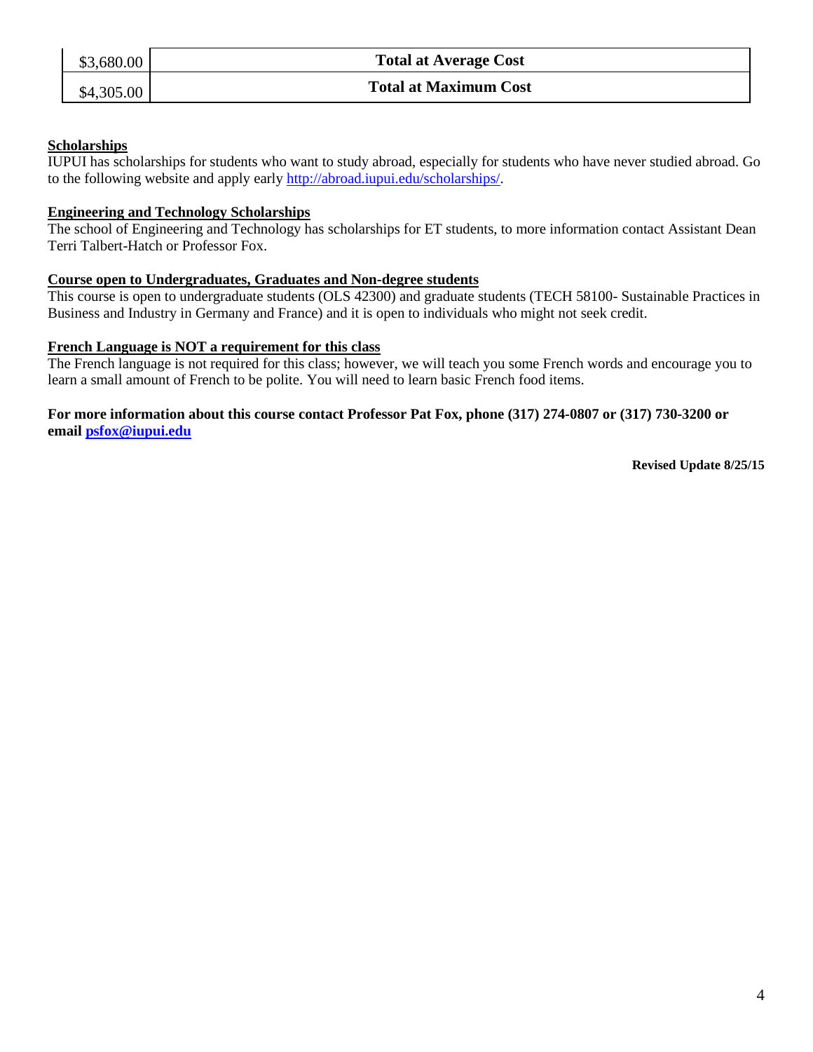| | |
|---|---|
| \$3,680.00 | **Total at Average Cost** |
| \$4,305.00 | **Total at Maximum Cost** |

**Scholarships**

IUPUI has scholarships for students who want to study abroad, especially for students who have never studied abroad. Go to the following website and apply early http://abroad.iupui.edu/scholarships/.

**Engineering and Technology Scholarships**

The school of Engineering and Technology has scholarships for ET students, to more information contact Assistant Dean Terri Talbert-Hatch or Professor Fox.

**Course open to Undergraduates, Graduates and Non-degree students**

This course is open to undergraduate students (OLS 42300) and graduate students (TECH 58100- Sustainable Practices in Business and Industry in Germany and France) and it is open to individuals who might not seek credit.

**French Language is NOT a requirement for this class**

The French language is not required for this class; however, we will teach you some French words and encourage you to learn a small amount of French to be polite. You will need to learn basic French food items.

**For more information about this course contact Professor Pat Fox, phone (317) 274-0807 or (317) 730-3200 or email psfox@iupui.edu**

**Revised Update 8/25/15**